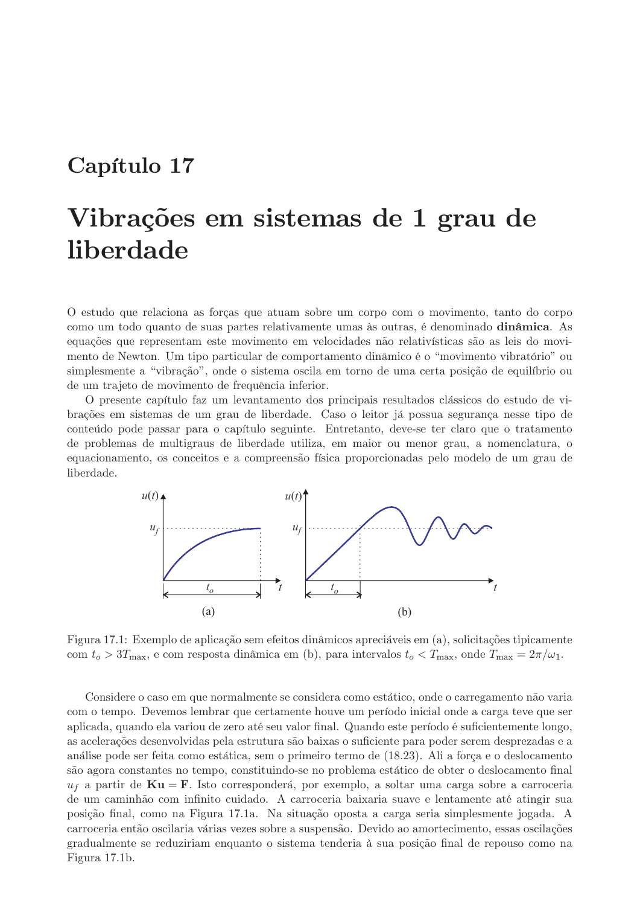# Capítulo 17

# Vibrações em sistemas de 1 grau de liberdade

O estudo que relaciona as forças que atuam sobre um corpo com o movimento, tanto do corpo como um todo quanto de suas partes relativamente umas às outras, é denominado **dinâmica**. As equações que representam este movimento em velocidades não relativísticas são as leis do movimento de Newton. Um tipo particular de comportamento dinâmico é o "movimento vibratório" ou simplesmente a "vibração", onde o sistema oscila em torno de uma certa posição de equilíbrio ou de um trajeto de movimento de frequência inferior.

O presente capítulo faz um levantamento dos principais resultados clássicos do estudo de vibrações em sistemas de um grau de liberdade. Caso o leitor já possua segurança nesse tipo de conteúdo pode passar para o capítulo seguinte. Entretanto, deve-se ter claro que o tratamento de problemas de multigraus de liberdade utiliza, em maior ou menor grau, a nomenclatura, o equacionamento, os conceitos e a compreensão física proporcionadas pelo modelo de um grau de liberdade.

Figura 17.1: Exemplo de aplicação sem efeitos dinâmicos apreciáveis em (a), solicitações tipicamente com $t_o > 3T_{\max}$, e com resposta dinâmica em (b), para intervalos $t_o < T_{\max}$, onde $T_{\max} = 2\pi/\omega_1$.

Considere o caso em que normalmente se considera como estático, onde o carregamento não varia com o tempo. Devemos lembrar que certamente houve um período inicial onde a carga teve que ser aplicada, quando ela variou de zero até seu valor final. Quando este período é suficientemente longo, as acelerações desenvolvidas pela estrutura são baixas o suficiente para poder serem desprezadas e a análise pode ser feita como estática, sem o primeiro termo de (18.23). Ali a força e o deslocamento são agora constantes no tempo, constituindo-se no problema estático de obter o deslocamento final $u_f$ a partir de $\mathbf{Ku} = \mathbf{F}$. Isto corresponderá, por exemplo, a soltar uma carga sobre a carroceria de um caminhão com infinito cuidado. A carroceria baixaria suave e lentamente até atingir sua posição final, como na Figura 17.1a. Na situação oposta a carga seria simplesmente jogada. A carroceria então oscilaria várias vezes sobre a suspensão. Devido ao amortecimento, essas oscilações gradualmente se reduziriam enquanto o sistema tenderia à sua posição final de repouso como na Figura 17.1b.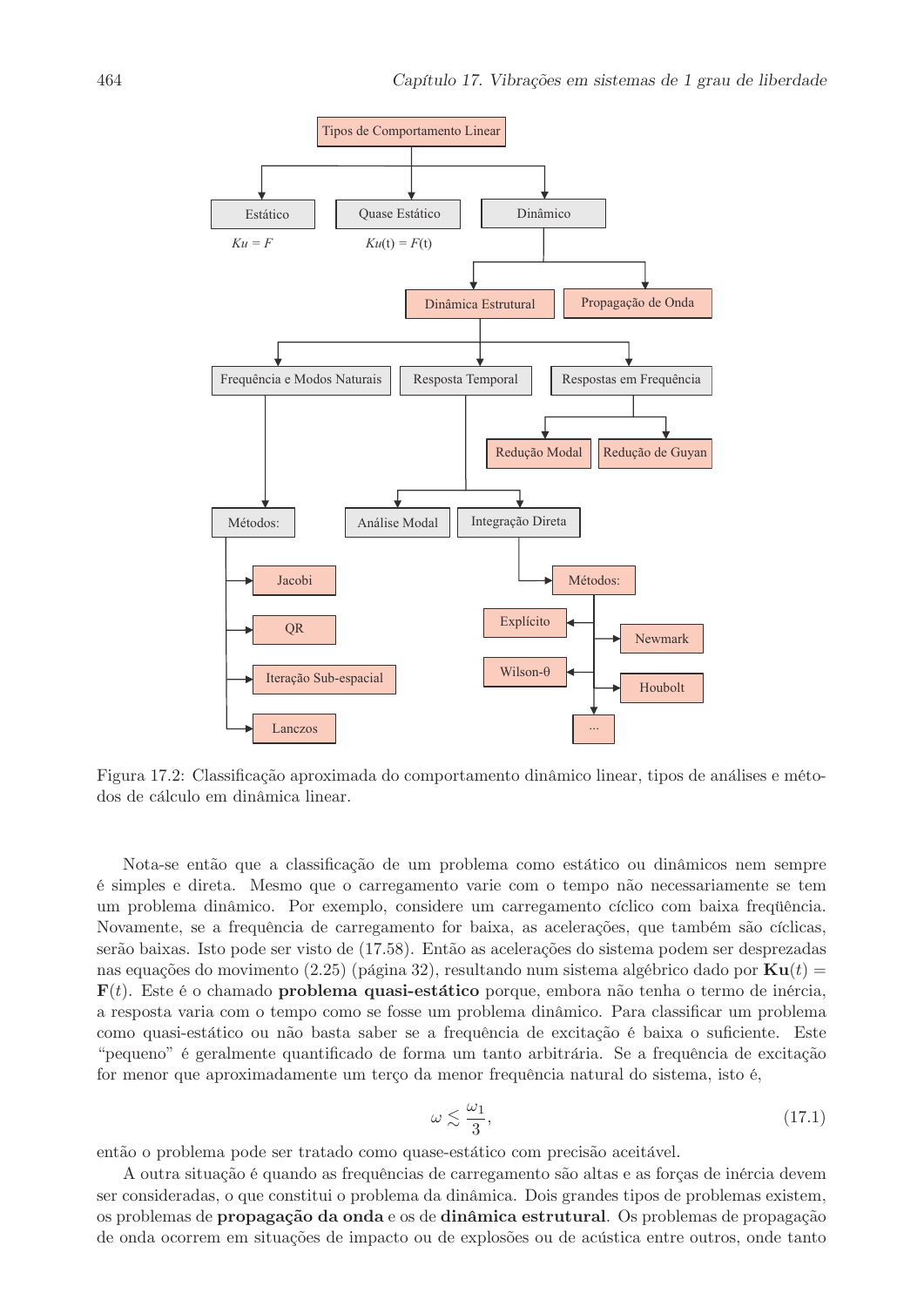Figura 17.2: Classificação aproximada do comportamento dinâmico linear, tipos de análises e métodos de cálculo em dinâmica linear.

Nota-se então que a classificação de um problema como estático ou dinâmicos nem sempre é simples e direta. Mesmo que o carregamento varie com o tempo não necessariamente se tem um problema dinâmico. Por exemplo, considere um carregamento cíclico com baixa freqüência. Novamente, se a frequência de carregamento for baixa, as acelerações, que também são cíclicas, serão baixas. Isto pode ser visto de (17.58). Então as acelerações do sistema podem ser desprezadas nas equações do movimento (2.25) (página 32), resultando num sistema algébrico dado por $\mathbf{K}\mathbf{u}(t) = \mathbf{F}(t)$. Este é o chamado **problema quasi-estático** porque, embora não tenha o termo de inércia, a resposta varia com o tempo como se fosse um problema dinâmico. Para classificar um problema como quasi-estático ou não basta saber se a frequência de excitação é baixa o suficiente. Este "pequeno" é geralmente quantificado de forma um tanto arbitrária. Se a frequência de excitação for menor que aproximadamente um terço da menor frequência natural do sistema, isto é,

$$\omega \lesssim \frac{\omega_1}{3}, \tag{17.1}$$

então o problema pode ser tratado como quase-estático com precisão aceitável.

A outra situação é quando as frequências de carregamento são altas e as forças de inércia devem ser consideradas, o que constitui o problema da dinâmica. Dois grandes tipos de problemas existem, os problemas de **propagação da onda** e os de **dinâmica estrutural**. Os problemas de propagação de onda ocorrem em situações de impacto ou de explosões ou de acústica entre outros, onde tanto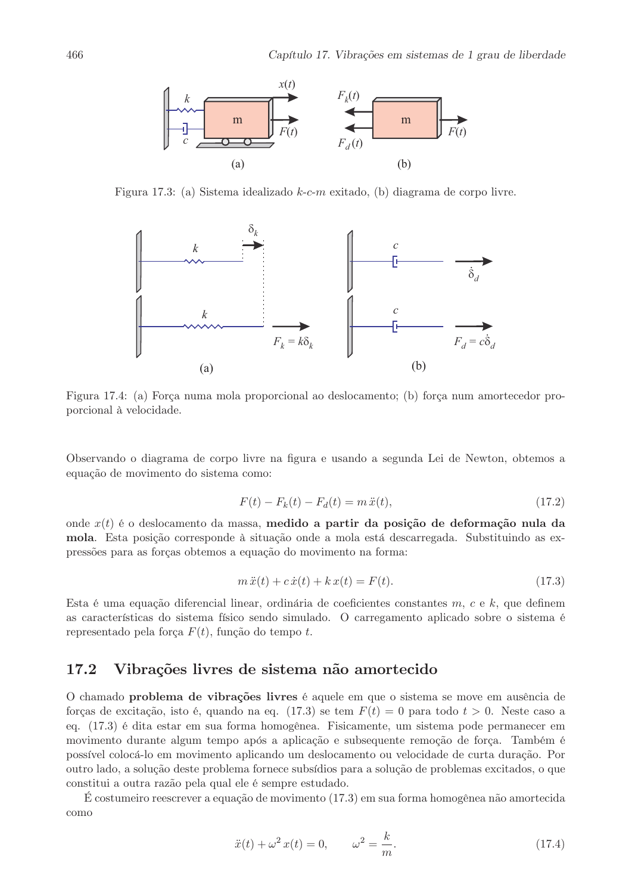Figura 17.3: (a) Sistema idealizado $k$-$c$-$m$ exitado, (b) diagrama de corpo livre.

Figura 17.4: (a) Força numa mola proporcional ao deslocamento; (b) força num amortecedor proporcional à velocidade.

Observando o diagrama de corpo livre na figura e usando a segunda Lei de Newton, obtemos a equação de movimento do sistema como:

$$F(t) - F_k(t) - F_d(t) = m\,\ddot{x}(t), \tag{17.2}$$

onde $x(t)$ é o deslocamento da massa, **medido a partir da posição de deformação nula da mola**. Esta posição corresponde à situação onde a mola está descarregada. Substituindo as expressões para as forças obtemos a equação do movimento na forma:

$$m\,\ddot{x}(t) + c\,\dot{x}(t) + k\,x(t) = F(t). \tag{17.3}$$

Esta é uma equação diferencial linear, ordinária de coeficientes constantes $m$, $c$ e $k$, que definem as características do sistema físico sendo simulado. O carregamento aplicado sobre o sistema é representado pela força $F(t)$, função do tempo $t$.

## 17.2 Vibrações livres de sistema não amortecido

O chamado **problema de vibrações livres** é aquele em que o sistema se move em ausência de forças de excitação, isto é, quando na eq. (17.3) se tem $F(t) = 0$ para todo $t > 0$. Neste caso a eq. (17.3) é dita estar em sua forma homogênea. Fisicamente, um sistema pode permanecer em movimento durante algum tempo após a aplicação e subsequente remoção de força. Também é possível colocá-lo em movimento aplicando um deslocamento ou velocidade de curta duração. Por outro lado, a solução deste problema fornece subsídios para a solução de problemas excitados, o que constitui a outra razão pela qual ele é sempre estudado.

É costumeiro reescrever a equação de movimento (17.3) em sua forma homogênea não amortecida como

$$\ddot{x}(t) + \omega^2\,x(t) = 0, \qquad \omega^2 = \frac{k}{m}. \tag{17.4}$$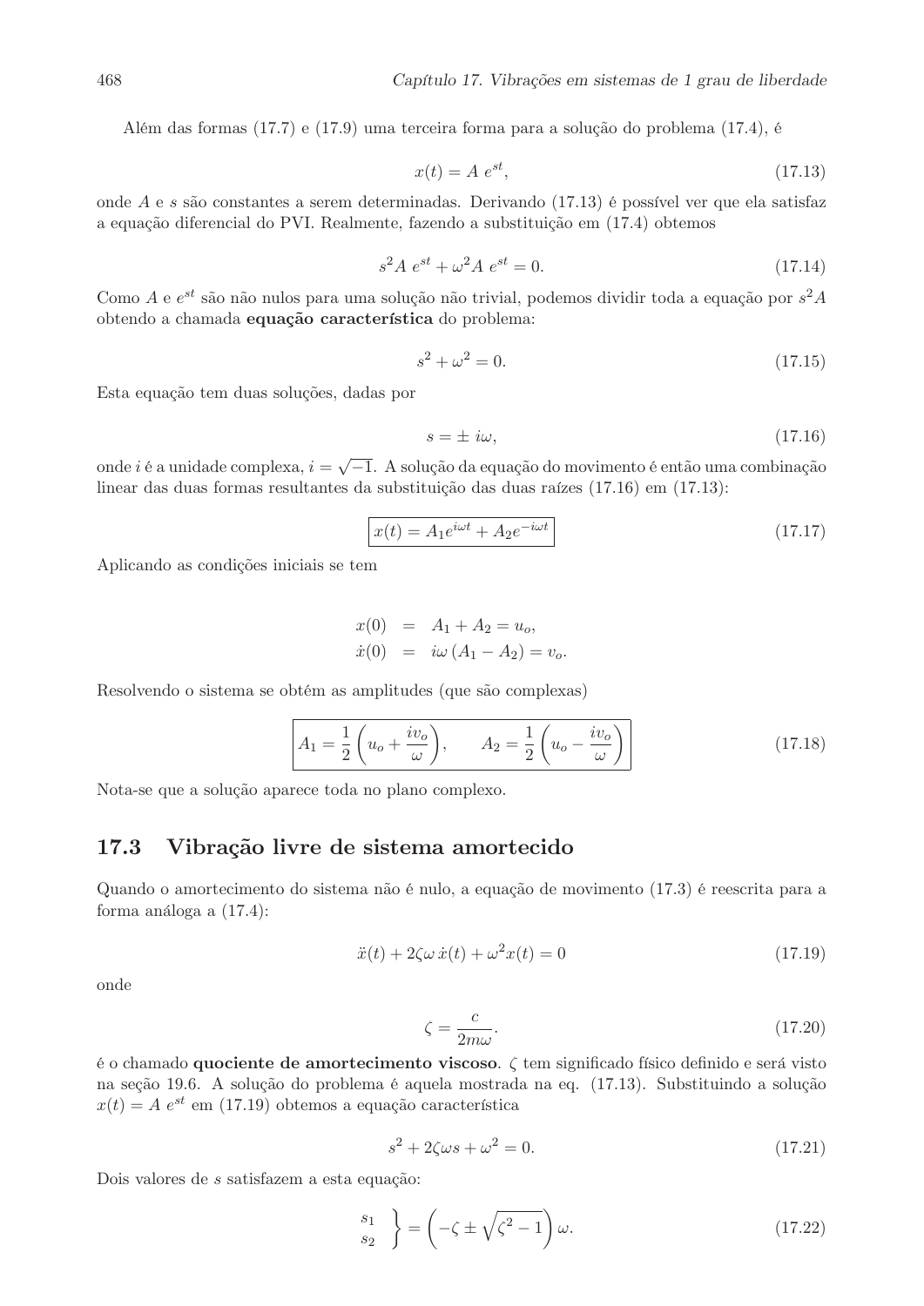Além das formas (17.7) e (17.9) uma terceira forma para a solução do problema (17.4), é

$$x(t) = A\ e^{st}, \tag{17.13}$$

onde $A$ e $s$ são constantes a serem determinadas. Derivando (17.13) é possível ver que ela satisfaz a equação diferencial do PVI. Realmente, fazendo a substituição em (17.4) obtemos

$$s^2 A\ e^{st} + \omega^2 A\ e^{st} = 0. \tag{17.14}$$

Como $A$ e $e^{st}$ são não nulos para uma solução não trivial, podemos dividir toda a equação por $s^2 A$ obtendo a chamada **equação característica** do problema:

$$s^2 + \omega^2 = 0. \tag{17.15}$$

Esta equação tem duas soluções, dadas por

$$s = \pm\ i\omega, \tag{17.16}$$

onde $i$ é a unidade complexa, $i = \sqrt{-1}$. A solução da equação do movimento é então uma combinação linear das duas formas resultantes da substituição das duas raízes (17.16) em (17.13):

$$\boxed{x(t) = A_1 e^{i\omega t} + A_2 e^{-i\omega t}} \tag{17.17}$$

Aplicando as condições iniciais se tem

$$\begin{aligned} x(0) &= A_1 + A_2 = u_o, \\ \dot{x}(0) &= i\omega\,(A_1 - A_2) = v_o. \end{aligned}$$

Resolvendo o sistema se obtém as amplitudes (que são complexas)

$$\boxed{A_1 = \frac{1}{2}\left(u_o + \frac{iv_o}{\omega}\right), \qquad A_2 = \frac{1}{2}\left(u_o - \frac{iv_o}{\omega}\right)} \tag{17.18}$$

Nota-se que a solução aparece toda no plano complexo.

## 17.3 Vibração livre de sistema amortecido

Quando o amortecimento do sistema não é nulo, a equação de movimento (17.3) é reescrita para a forma análoga a (17.4):

$$\ddot{x}(t) + 2\zeta\omega\,\dot{x}(t) + \omega^2 x(t) = 0 \tag{17.19}$$

onde

$$\zeta = \frac{c}{2m\omega}. \tag{17.20}$$

é o chamado **quociente de amortecimento viscoso**. $\zeta$ tem significado físico definido e será visto na seção 19.6. A solução do problema é aquela mostrada na eq. (17.13). Substituindo a solução $x(t) = A\ e^{st}$ em (17.19) obtemos a equação característica

$$s^2 + 2\zeta\omega s + \omega^2 = 0. \tag{17.21}$$

Dois valores de $s$ satisfazem a esta equação:

$$\left.\begin{matrix} s_1 \\ s_2 \end{matrix}\right\} = \left(-\zeta \pm \sqrt{\zeta^2 - 1}\right)\omega. \tag{17.22}$$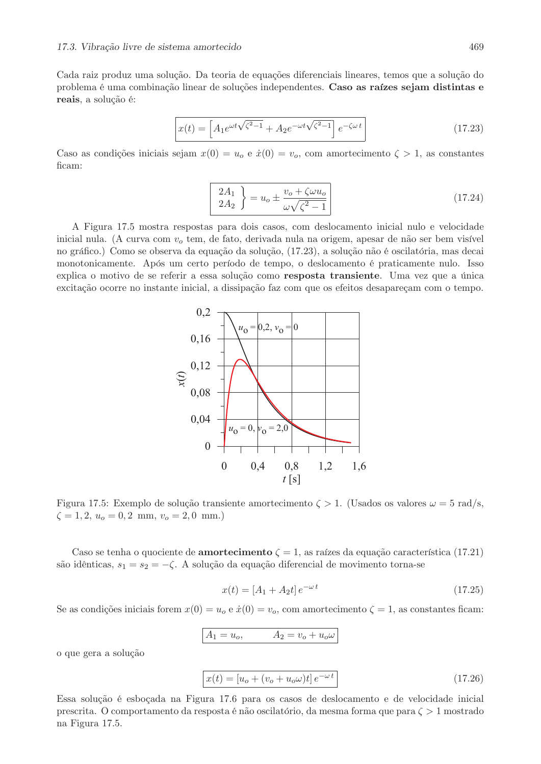Cada raiz produz uma solução. Da teoria de equações diferenciais lineares, temos que a solução do problema é uma combinação linear de soluções independentes. **Caso as raízes sejam distintas e reais**, a solução é:

$$x(t) = \left[A_1 e^{\omega t\sqrt{\zeta^2-1}} + A_2 e^{-\omega t\sqrt{\zeta^2-1}}\right] e^{-\zeta\omega\, t} \tag{17.23}$$

Caso as condições iniciais sejam $x(0) = u_o$ e $\dot{x}(0) = v_o$, com amortecimento $\zeta > 1$, as constantes ficam:

$$\left.\begin{matrix} 2A_1 \\ 2A_2 \end{matrix}\right\} = u_o \pm \frac{v_o + \zeta\omega u_o}{\omega\sqrt{\zeta^2-1}} \tag{17.24}$$

A Figura 17.5 mostra respostas para dois casos, com deslocamento inicial nulo e velocidade inicial nula. (A curva com $v_o$ tem, de fato, derivada nula na origem, apesar de não ser bem visível no gráfico.) Como se observa da equação da solução, (17.23), a solução não é oscilatória, mas decai monotonicamente. Após um certo período de tempo, o deslocamento é praticamente nulo. Isso explica o motivo de se referir a essa solução como **resposta transiente**. Uma vez que a única excitação ocorre no instante inicial, a dissipação faz com que os efeitos desapareçam com o tempo.

Figura 17.5: Exemplo de solução transiente amortecimento $\zeta > 1$. (Usados os valores $\omega = 5$ rad/s, $\zeta = 1,2$, $u_o = 0,2$ mm, $v_o = 2,0$ mm.)

Caso se tenha o quociente de **amortecimento** $\zeta = 1$, as raízes da equação característica (17.21) são idênticas, $s_1 = s_2 = -\zeta$. A solução da equação diferencial de movimento torna-se

$$x(t) = [A_1 + A_2 t]\, e^{-\omega\, t} \tag{17.25}$$

Se as condições iniciais forem $x(0) = u_o$ e $\dot{x}(0) = v_o$, com amortecimento $\zeta = 1$, as constantes ficam:

$$A_1 = u_o, \qquad A_2 = v_o + u_o\omega$$

o que gera a solução

$$x(t) = [u_o + (v_o + u_o\omega)t]\, e^{-\omega\, t} \tag{17.26}$$

Essa solução é esboçada na Figura 17.6 para os casos de deslocamento e de velocidade inicial prescrita. O comportamento da resposta é não oscilatório, da mesma forma que para $\zeta > 1$ mostrado na Figura 17.5.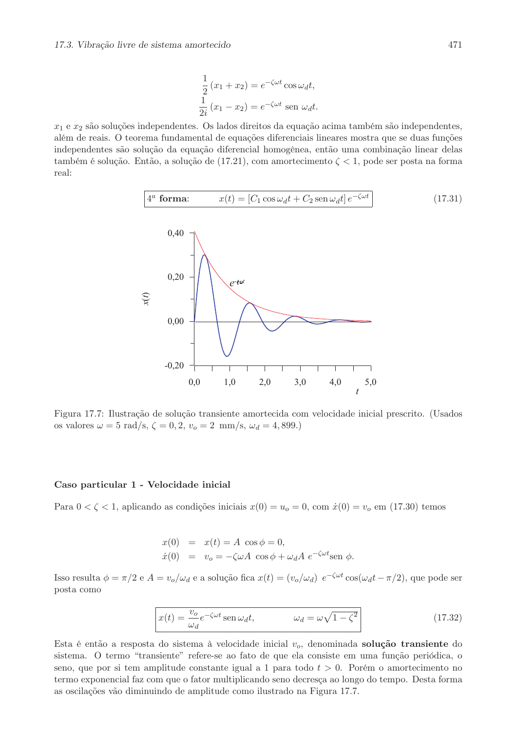$$\frac{1}{2}(x_1 + x_2) = e^{-\zeta\omega t} \cos \omega_d t,$$
$$\frac{1}{2i}(x_1 - x_2) = e^{-\zeta\omega t} \operatorname{sen} \omega_d t.$$

$x_1$ e $x_2$ são soluções independentes. Os lados direitos da equação acima também são independentes, além de reais. O teorema fundamental de equações diferenciais lineares mostra que se duas funções independentes são solução da equação diferencial homogênea, então uma combinação linear delas também é solução. Então, a solução de (17.21), com amortecimento $\zeta < 1$, pode ser posta na forma real:

$$4^a \textbf{ forma:} \qquad x(t) = [C_1 \cos \omega_d t + C_2 \operatorname{sen} \omega_d t] \, e^{-\zeta\omega t} \tag{17.31}$$

Figura 17.7: Ilustração de solução transiente amortecida com velocidade inicial prescrito. (Usados os valores $\omega = 5$ rad/s, $\zeta = 0,2$, $v_o = 2$ mm/s, $\omega_d = 4,899$.)

**Caso particular 1 - Velocidade inicial**

Para $0 < \zeta < 1$, aplicando as condições iniciais $x(0) = u_o = 0$, com $\dot{x}(0) = v_o$ em (17.30) temos

$$\begin{aligned} x(0) &= x(t) = A \cos\phi = 0, \\ \dot{x}(0) &= v_o = -\zeta\omega A \cos\phi + \omega_d A \, e^{-\zeta\omega t} \operatorname{sen} \phi. \end{aligned}$$

Isso resulta $\phi = \pi/2$ e $A = v_o/\omega_d$ e a solução fica $x(t) = (v_o/\omega_d) \; e^{-\zeta\omega t} \cos(\omega_d t - \pi/2)$, que pode ser posta como

$$x(t) = \frac{v_o}{\omega_d} e^{-\zeta\omega t} \operatorname{sen} \omega_d t, \qquad \omega_d = \omega\sqrt{1-\zeta^2} \tag{17.32}$$

Esta é então a resposta do sistema à velocidade inicial $v_o$, denominada **solução transiente** do sistema. O termo "transiente" refere-se ao fato de que ela consiste em uma função periódica, o seno, que por si tem amplitude constante igual a 1 para todo $t > 0$. Porém o amortecimento no termo exponencial faz com que o fator multiplicando seno decresça ao longo do tempo. Desta forma as oscilações vão diminuindo de amplitude como ilustrado na Figura 17.7.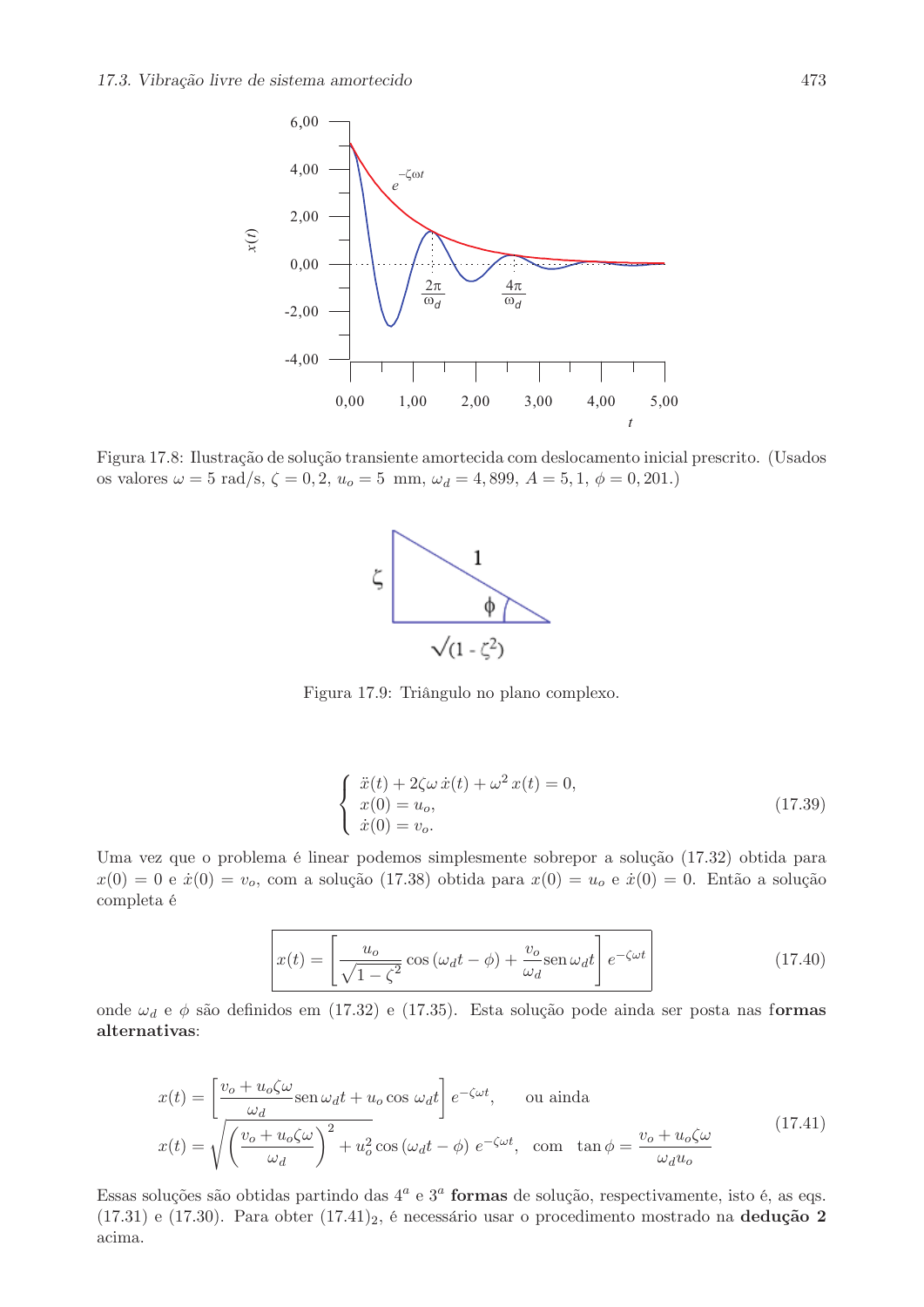Figura 17.8: Ilustração de solução transiente amortecida com deslocamento inicial prescrito. (Usados os valores $\omega = 5$ rad/s, $\zeta = 0,2$, $u_o = 5$ mm, $\omega_d = 4,899$, $A = 5,1$, $\phi = 0,201$.)

Figura 17.9: Triângulo no plano complexo.

$$
\begin{cases}
\ddot{x}(t) + 2\zeta\omega\,\dot{x}(t) + \omega^2\,x(t) = 0, \\
x(0) = u_o, \\
\dot{x}(0) = v_o.
\end{cases}
\tag{17.39}
$$

Uma vez que o problema é linear podemos simplesmente sobrepor a solução (17.32) obtida para $x(0) = 0$ e $\dot{x}(0) = v_o$, com a solução (17.38) obtida para $x(0) = u_o$ e $\dot{x}(0) = 0$. Então a solução completa é

$$
\boxed{x(t) = \left[\frac{u_o}{\sqrt{1-\zeta^2}}\cos\left(\omega_d t - \phi\right) + \frac{v_o}{\omega_d}\operatorname{sen}\omega_d t\right] e^{-\zeta\omega t}}
\tag{17.40}
$$

onde $\omega_d$ e $\phi$ são definidos em (17.32) e (17.35). Esta solução pode ainda ser posta nas f**ormas alternativas**:

$$
\begin{aligned}
x(t) &= \left[\frac{v_o + u_o\zeta\omega}{\omega_d}\operatorname{sen}\omega_d t + u_o\cos\omega_d t\right] e^{-\zeta\omega t}, \qquad \text{ou ainda} \\
x(t) &= \sqrt{\left(\frac{v_o + u_o\zeta\omega}{\omega_d}\right)^2 + u_o^2}\,\cos\left(\omega_d t - \phi\right)\, e^{-\zeta\omega t}, \quad \text{com} \quad \tan\phi = \frac{v_o + u_o\zeta\omega}{\omega_d u_o}
\end{aligned}
\tag{17.41}
$$

Essas soluções são obtidas partindo das 4ª e 3ª **formas** de solução, respectivamente, isto é, as eqs. (17.31) e (17.30). Para obter $(17.41)_2$, é necessário usar o procedimento mostrado na **dedução 2** acima.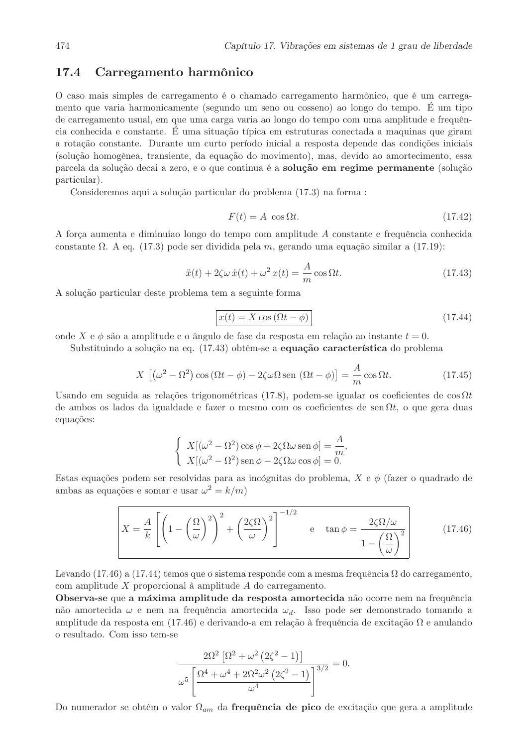## 17.4 Carregamento harmônico

O caso mais simples de carregamento é o chamado carregamento harmônico, que é um carregamento que varia harmonicamente (segundo um seno ou cosseno) ao longo do tempo. É um tipo de carregamento usual, em que uma carga varia ao longo do tempo com uma amplitude e frequência conhecida e constante. É uma situação típica em estruturas conectada a maquinas que giram a rotação constante. Durante um curto período inicial a resposta depende das condições iniciais (solução homogênea, transiente, da equação do movimento), mas, devido ao amortecimento, essa parcela da solução decai a zero, e o que continua é a **solução em regime permanente** (solução particular).

Consideremos aqui a solução particular do problema (17.3) na forma :

$$F(t) = A \cos \Omega t. \tag{17.42}$$

A força aumenta e diminuiao longo do tempo com amplitude $A$ constante e frequência conhecida constante $\Omega$. A eq. (17.3) pode ser dividida pela $m$, gerando uma equação similar a (17.19):

$$\ddot{x}(t) + 2\zeta\omega\,\dot{x}(t) + \omega^2\,x(t) = \frac{A}{m}\cos \Omega t. \tag{17.43}$$

A solução particular deste problema tem a seguinte forma

$$\boxed{x(t) = X \cos\left(\Omega t - \phi\right)} \tag{17.44}$$

onde $X$ e $\phi$ são a amplitude e o ângulo de fase da resposta em relação ao instante $t = 0$.

Substituindo a solução na eq. (17.43) obtém-se a **equação característica** do problema

$$X\;\left[\left(\omega^2 - \Omega^2\right)\cos\left(\Omega t - \phi\right) - 2\zeta\omega\Omega\,\text{sen}\;\left(\Omega t - \phi\right)\right] = \frac{A}{m}\cos \Omega t. \tag{17.45}$$

Usando em seguida as relações trigonométricas (17.8), podem-se igualar os coeficientes de $\cos \Omega t$ de ambos os lados da igualdade e fazer o mesmo com os coeficientes de $\text{sen}\,\Omega t$, o que gera duas equações:

$$\begin{cases} X[(\omega^2 - \Omega^2)\cos\phi + 2\zeta\Omega\omega\,\text{sen}\,\phi] = \dfrac{A}{m}, \\ X[(\omega^2 - \Omega^2)\,\text{sen}\,\phi - 2\zeta\Omega\omega\cos\phi] = 0. \end{cases}$$

Estas equações podem ser resolvidas para as incógnitas do problema, $X$ e $\phi$ (fazer o quadrado de ambas as equações e somar e usar $\omega^2 = k/m$)

$$\boxed{X = \frac{A}{k}\left[\left(1 - \left(\frac{\Omega}{\omega}\right)^2\right)^2 + \left(\frac{2\zeta\Omega}{\omega}\right)^2\right]^{-1/2} \quad \text{e} \quad \tan\phi = \frac{2\zeta\Omega/\omega}{1 - \left(\dfrac{\Omega}{\omega}\right)^2}} \tag{17.46}$$

Levando (17.46) a (17.44) temos que o sistema responde com a mesma frequência $\Omega$ do carregamento, com amplitude $X$ proporcional à amplitude $A$ do carregamento.

**Observa-se** que **a máxima amplitude da resposta amortecida** não ocorre nem na frequência não amortecida $\omega$ e nem na frequência amortecida $\omega_d$. Isso pode ser demonstrado tomando a amplitude da resposta em (17.46) e derivando-a em relação à frequência de excitação $\Omega$ e anulando o resultado. Com isso tem-se

$$\frac{2\Omega^2\left[\Omega^2 + \omega^2\left(2\zeta^2 - 1\right)\right]}{\omega^5\left[\dfrac{\Omega^4 + \omega^4 + 2\Omega^2\omega^2\left(2\zeta^2 - 1\right)}{\omega^4}\right]^{3/2}} = 0.$$

Do numerador se obtém o valor $\Omega_{am}$ da **frequência de pico** de excitação que gera a amplitude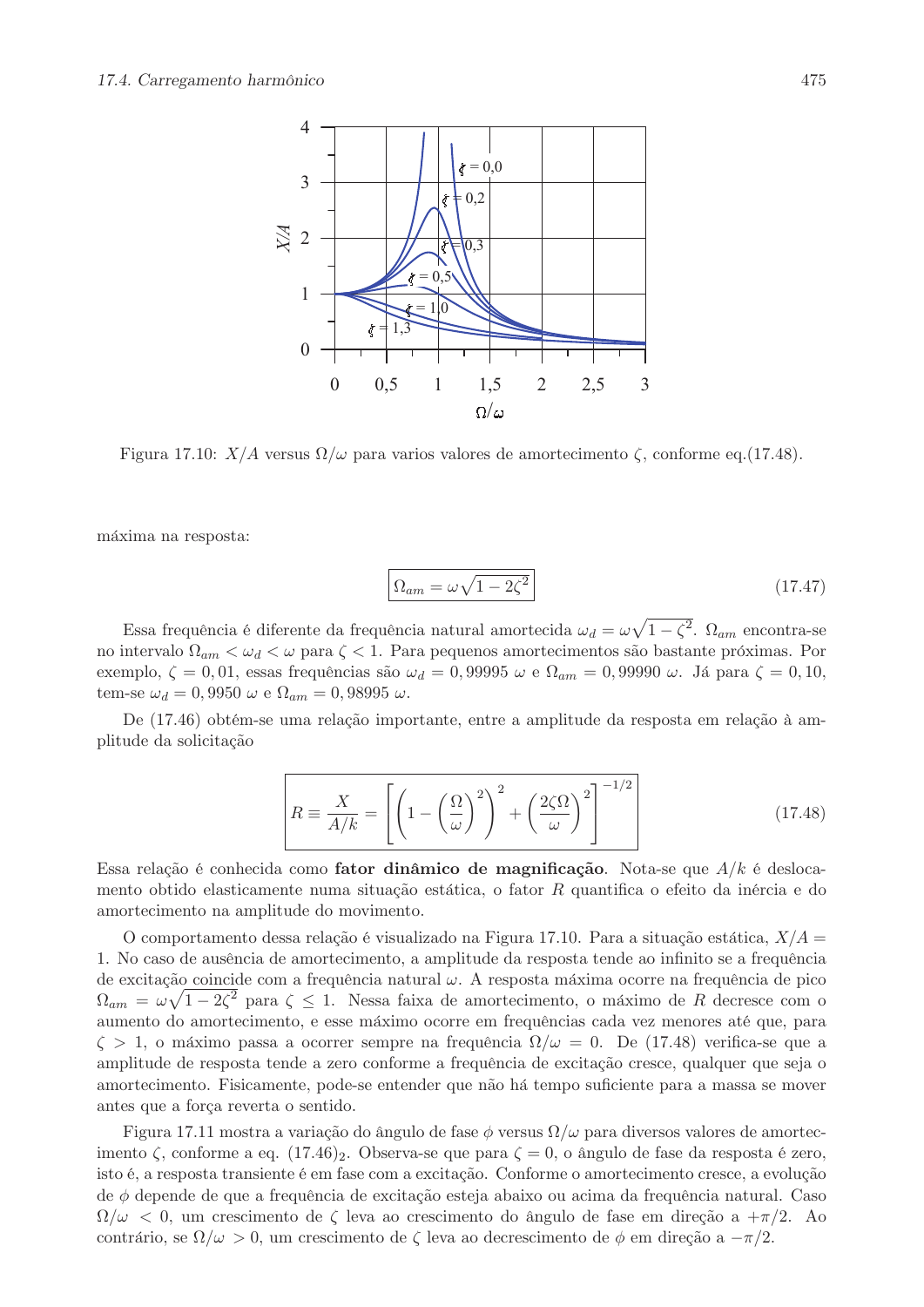Figura 17.10: $X/A$ versus $\Omega/\omega$ para varios valores de amortecimento $\zeta$, conforme eq.(17.48).

máxima na resposta:

$$\boxed{\Omega_{am} = \omega\sqrt{1-2\zeta^2}} \tag{17.47}$$

Essa frequência é diferente da frequência natural amortecida $\omega_d = \omega\sqrt{1-\zeta^2}$. $\Omega_{am}$ encontra-se no intervalo $\Omega_{am} < \omega_d < \omega$ para $\zeta < 1$. Para pequenos amortecimentos são bastante próximas. Por exemplo, $\zeta = 0,01$, essas frequências são $\omega_d = 0,99995\ \omega$ e $\Omega_{am} = 0,99990\ \omega$. Já para $\zeta = 0,10$, tem-se $\omega_d = 0,9950\ \omega$ e $\Omega_{am} = 0,98995\ \omega$.

De (17.46) obtém-se uma relação importante, entre a amplitude da resposta em relação à amplitude da solicitação

$$\boxed{R \equiv \frac{X}{A/k} = \left[\left(1-\left(\frac{\Omega}{\omega}\right)^2\right)^2 + \left(\frac{2\zeta\Omega}{\omega}\right)^2\right]^{-1/2}} \tag{17.48}$$

Essa relação é conhecida como **fator dinâmico de magnificação**. Nota-se que $A/k$ é deslocamento obtido elasticamente numa situação estática, o fator $R$ quantifica o efeito da inércia e do amortecimento na amplitude do movimento.

O comportamento dessa relação é visualizado na Figura 17.10. Para a situação estática, $X/A = 1$. No caso de ausência de amortecimento, a amplitude da resposta tende ao infinito se a frequência de excitação coincide com a frequência natural $\omega$. A resposta máxima ocorre na frequência de pico $\Omega_{am} = \omega\sqrt{1-2\zeta^2}$ para $\zeta \leq 1$. Nessa faixa de amortecimento, o máximo de $R$ decresce com o aumento do amortecimento, e esse máximo ocorre em frequências cada vez menores até que, para $\zeta > 1$, o máximo passa a ocorrer sempre na frequência $\Omega/\omega = 0$. De (17.48) verifica-se que a amplitude de resposta tende a zero conforme a frequência de excitação cresce, qualquer que seja o amortecimento. Fisicamente, pode-se entender que não há tempo suficiente para a massa se mover antes que a força reverta o sentido.

Figura 17.11 mostra a variação do ângulo de fase $\phi$ versus $\Omega/\omega$ para diversos valores de amortecimento $\zeta$, conforme a eq. $(17.46)_2$. Observa-se que para $\zeta = 0$, o ângulo de fase da resposta é zero, isto é, a resposta transiente é em fase com a excitação. Conforme o amortecimento cresce, a evolução de $\phi$ depende de que a frequência de excitação esteja abaixo ou acima da frequência natural. Caso $\Omega/\omega < 0$, um crescimento de $\zeta$ leva ao crescimento do ângulo de fase em direção a $+\pi/2$. Ao contrário, se $\Omega/\omega > 0$, um crescimento de $\zeta$ leva ao decrescimento de $\phi$ em direção a $-\pi/2$.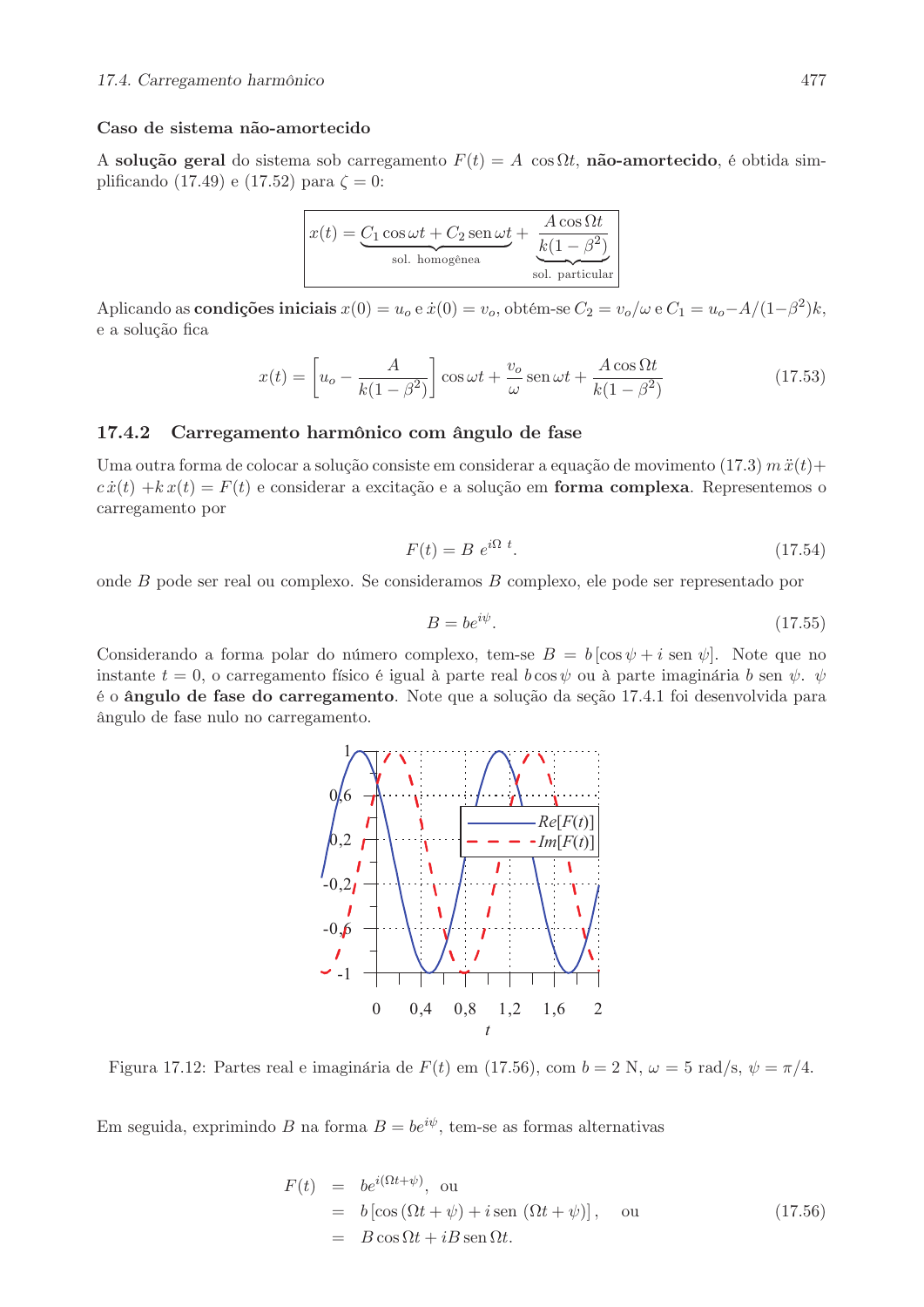**Caso de sistema não-amortecido**

A **solução geral** do sistema sob carregamento $F(t) = A\ \cos \Omega t$, **não-amortecido**, é obtida simplificando (17.49) e (17.52) para $\zeta = 0$:

$$x(t) = \underbrace{C_1 \cos \omega t + C_2 \,\text{sen}\, \omega t}_{\text{sol. homogênea}} + \underbrace{\frac{A \cos \Omega t}{k(1-\beta^2)}}_{\text{sol. particular}}$$

Aplicando as **condições iniciais** $x(0) = u_o$ e $\dot{x}(0) = v_o$, obtém-se $C_2 = v_o/\omega$ e $C_1 = u_o - A/(1-\beta^2)k$, e a solução fica

$$x(t) = \left[u_o - \frac{A}{k(1-\beta^2)}\right] \cos \omega t + \frac{v_o}{\omega} \,\text{sen}\, \omega t + \frac{A \cos \Omega t}{k(1-\beta^2)} \tag{17.53}$$

### 17.4.2 Carregamento harmônico com ângulo de fase

Uma outra forma de colocar a solução consiste em considerar a equação de movimento (17.3) $m\,\ddot{x}(t) + c\,\dot{x}(t) + k\,x(t) = F(t)$ e considerar a excitação e a solução em **forma complexa**. Representemos o carregamento por

$$F(t) = B\ e^{i\Omega\ t}. \tag{17.54}$$

onde $B$ pode ser real ou complexo. Se consideramos $B$ complexo, ele pode ser representado por

$$B = be^{i\psi}. \tag{17.55}$$

Considerando a forma polar do número complexo, tem-se $B = b\,[\cos\psi + i\ \text{sen}\ \psi]$. Note que no instante $t = 0$, o carregamento físico é igual à parte real $b\cos\psi$ ou à parte imaginária $b$ sen $\psi$. $\psi$ é o **ângulo de fase do carregamento**. Note que a solução da seção 17.4.1 foi desenvolvida para ângulo de fase nulo no carregamento.

Figura 17.12: Partes real e imaginária de $F(t)$ em (17.56), com $b = 2$ N, $\omega = 5$ rad/s, $\psi = \pi/4$.

Em seguida, exprimindo $B$ na forma $B = be^{i\psi}$, tem-se as formas alternativas

$$\begin{aligned} F(t) &= be^{i(\Omega t + \psi)}, \ \text{ou} \\ &= b\left[\cos\left(\Omega t + \psi\right) + i\,\text{sen}\ \left(\Omega t + \psi\right)\right], \quad \text{ou} \\ &= B\cos\Omega t + iB\,\text{sen}\,\Omega t. \end{aligned} \tag{17.56}$$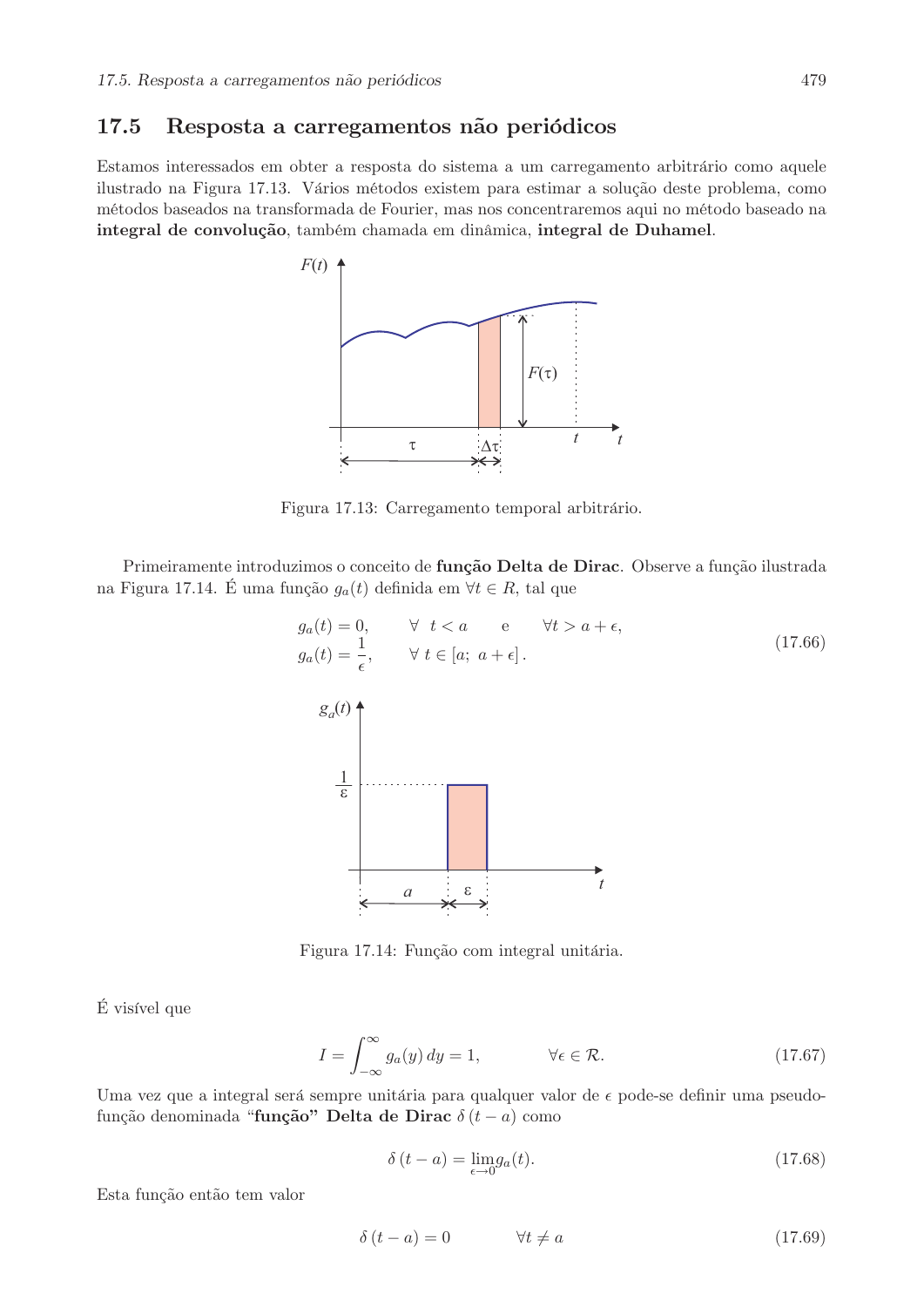## 17.5 Resposta a carregamentos não periódicos

Estamos interessados em obter a resposta do sistema a um carregamento arbitrário como aquele ilustrado na Figura 17.13. Vários métodos existem para estimar a solução deste problema, como métodos baseados na transformada de Fourier, mas nos concentraremos aqui no método baseado na **integral de convolução**, também chamada em dinâmica, **integral de Duhamel**.

Figura 17.13: Carregamento temporal arbitrário.

Primeiramente introduzimos o conceito de **função Delta de Dirac**. Observe a função ilustrada na Figura 17.14. É uma função $g_a(t)$ definida em $\forall t \in R$, tal que

$$
\begin{aligned}
g_a(t) &= 0, \qquad \forall \;\; t < a \qquad \text{e} \qquad \forall t > a + \epsilon, \\
g_a(t) &= \frac{1}{\epsilon}, \qquad \forall \; t \in [a; \; a + \epsilon] \, .
\end{aligned}
\tag{17.66}
$$

Figura 17.14: Função com integral unitária.

É visível que

$$
I = \int_{-\infty}^{\infty} g_a(y)\, dy = 1, \qquad \qquad \forall \epsilon \in \mathcal{R}. \tag{17.67}
$$

Uma vez que a integral será sempre unitária para qualquer valor de $\epsilon$ pode-se definir uma pseudo-função denominada "**função" Delta de Dirac** $\delta\,(t-a)$ como

$$
\delta\,(t-a) = \lim_{\epsilon \to 0} g_a(t). \tag{17.68}
$$

Esta função então tem valor

$$
\delta\,(t-a) = 0 \qquad \qquad \forall t \neq a \tag{17.69}
$$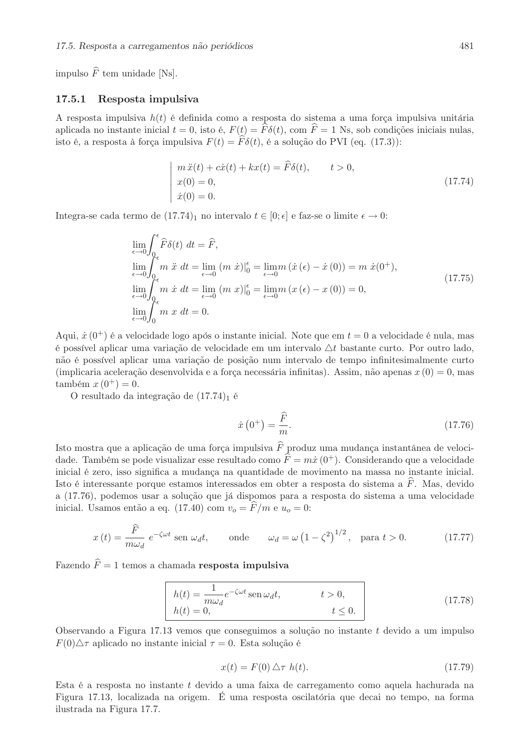impulso $\widehat{F}$ tem unidade [Ns].

### 17.5.1 Resposta impulsiva

A resposta impulsiva $h(t)$ é definida como a resposta do sistema a uma força impulsiva unitária aplicada no instante inicial $t = 0$, isto é, $F(t) = \widehat{F}\delta(t)$, com $\widehat{F} = 1$ Ns, sob condições iniciais nulas, isto é, a resposta à força impulsiva $F(t) = \widehat{F}\delta(t)$, é a solução do PVI (eq. (17.3)):

$$
\left|
\begin{array}{ll}
m\,\ddot{x}(t) + c\dot{x}(t) + kx(t) = \widehat{F}\delta(t), & t > 0, \\
x(0) = 0, & \\
\dot{x}(0) = 0. &
\end{array}
\right.
\tag{17.74}
$$

Integra-se cada termo de $(17.74)_1$ no intervalo $t \in [0;\epsilon]$ e faz-se o limite $\epsilon \to 0$:

$$
\begin{array}{l}
\displaystyle\lim_{\epsilon\to 0}\int_0^{\epsilon} \widehat{F}\delta(t)\ dt = \widehat{F}, \\
\displaystyle\lim_{\epsilon\to 0}\int_0^{\epsilon} m\ \ddot{x}\ dt = \lim_{\epsilon\to 0}\left(m\ \dot{x}\right)\big|_0^{\epsilon} = \lim_{\epsilon\to 0} m\left(\dot{x}\left(\epsilon\right) - \dot{x}\left(0\right)\right) = m\ \dot{x}(0^+), \\
\displaystyle\lim_{\epsilon\to 0}\int_0^{\epsilon} m\ \dot{x}\ dt = \lim_{\epsilon\to 0}\left(m\ x\right)\big|_0^{\epsilon} = \lim_{\epsilon\to 0} m\left(x\left(\epsilon\right) - x\left(0\right)\right) = 0, \\
\displaystyle\lim_{\epsilon\to 0}\int_0^{\epsilon} m\ x\ dt = 0.
\end{array}
\tag{17.75}
$$

Aqui, $\dot{x}\left(0^+\right)$ é a velocidade logo após o instante inicial. Note que em $t = 0$ a velocidade é nula, mas é possível aplicar uma variação de velocidade em um intervalo $\triangle t$ bastante curto. Por outro lado, não é possível aplicar uma variação de posição num intervalo de tempo infinitesimalmente curto (implicaria aceleração desenvolvida e a força necessária infinitas). Assim, não apenas $x\left(0\right) = 0$, mas também $x\left(0^+\right) = 0$.

O resultado da integração de $(17.74)_1$ é

$$
\dot{x}\left(0^+\right) = \frac{\widehat{F}}{m}.
\tag{17.76}
$$

Isto mostra que a aplicação de uma força impulsiva $\widehat{F}$ produz uma mudança instantânea de velocidade. Também se pode visualizar esse resultado como $\widehat{F} = m\dot{x}\left(0^+\right)$. Considerando que a velocidade inicial é zero, isso significa a mudança na quantidade de movimento na massa no instante inicial. Isto é interessante porque estamos interessados em obter a resposta do sistema a $\widehat{F}$. Mas, devido a (17.76), podemos usar a solução que já dispomos para a resposta do sistema a uma velocidade inicial. Usamos então a eq. (17.40) com $v_o = \widehat{F}/m$ e $u_o = 0$:

$$
x\left(t\right) = \frac{\widehat{F}}{m\omega_d}\ e^{-\zeta\omega t}\ \text{sen}\ \omega_d t, \qquad \text{onde} \qquad \omega_d = \omega\left(1 - \zeta^2\right)^{1/2}, \quad \text{para } t > 0.
\tag{17.77}
$$

Fazendo $\widehat{F} = 1$ temos a chamada **resposta impulsiva**

$$
\boxed{
\begin{array}{ll}
h(t) = \dfrac{1}{m\omega_d} e^{-\zeta\omega t}\,\text{sen}\,\omega_d t, & t > 0, \\
h(t) = 0, & t \leq 0.
\end{array}
}
\tag{17.78}
$$

Observando a Figura 17.13 vemos que conseguimos a solução no instante $t$ devido a um impulso $F(0)\triangle\tau$ aplicado no instante inicial $\tau = 0$. Esta solução é

$$
x(t) = F(0)\,\triangle\tau\ h(t).
\tag{17.79}
$$

Esta é a resposta no instante $t$ devido a uma faixa de carregamento como aquela hachurada na Figura 17.13, localizada na origem. É uma resposta oscilatória que decai no tempo, na forma ilustrada na Figura 17.7.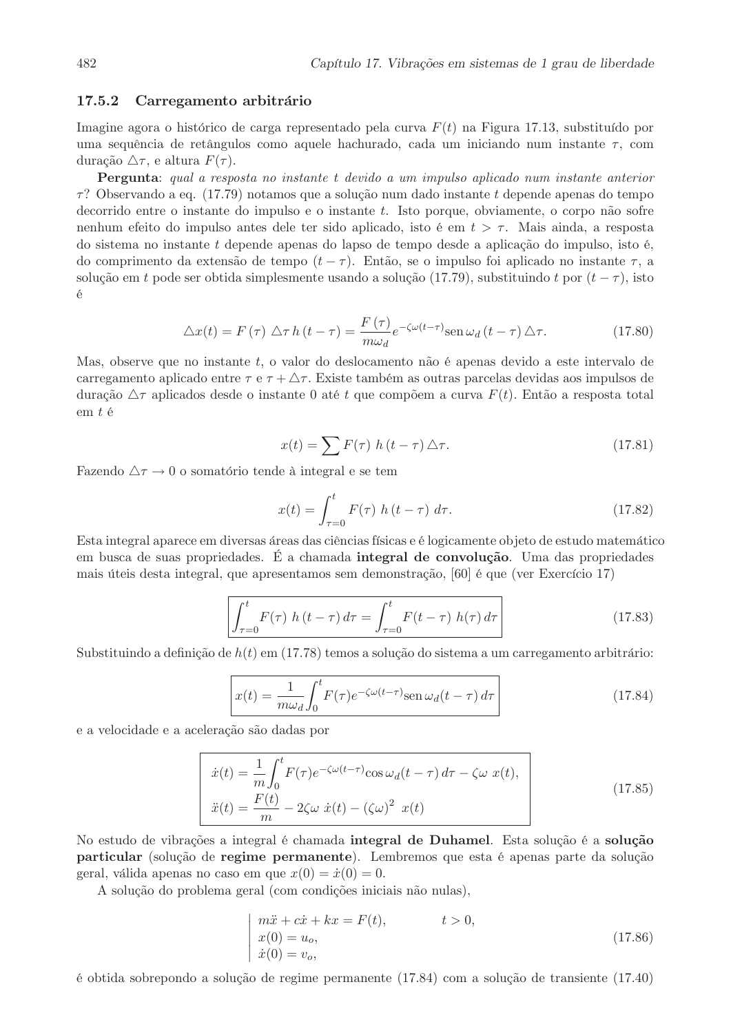### 17.5.2 Carregamento arbitrário

Imagine agora o histórico de carga representado pela curva $F(t)$ na Figura 17.13, substituído por uma sequência de retângulos como aquele hachurado, cada um iniciando num instante $\tau$, com duração $\triangle\tau$, e altura $F(\tau)$.

**Pergunta**: *qual a resposta no instante $t$ devido a um impulso aplicado num instante anterior $\tau$?* Observando a eq. (17.79) notamos que a solução num dado instante $t$ depende apenas do tempo decorrido entre o instante do impulso e o instante $t$. Isto porque, obviamente, o corpo não sofre nenhum efeito do impulso antes dele ter sido aplicado, isto é em $t > \tau$. Mais ainda, a resposta do sistema no instante $t$ depende apenas do lapso de tempo desde a aplicação do impulso, isto é, do comprimento da extensão de tempo $(t - \tau)$. Então, se o impulso foi aplicado no instante $\tau$, a solução em $t$ pode ser obtida simplesmente usando a solução (17.79), substituindo $t$ por $(t - \tau)$, isto é

$$\triangle x(t) = F(\tau)\, \triangle\tau\, h(t-\tau) = \frac{F(\tau)}{m\omega_d} e^{-\zeta\omega(t-\tau)} \operatorname{sen} \omega_d (t-\tau) \triangle\tau. \tag{17.80}$$

Mas, observe que no instante $t$, o valor do deslocamento não é apenas devido a este intervalo de carregamento aplicado entre $\tau$ e $\tau + \triangle\tau$. Existe também as outras parcelas devidas aos impulsos de duração $\triangle\tau$ aplicados desde o instante 0 até $t$ que compõem a curva $F(t)$. Então a resposta total em $t$ é

$$x(t) = \sum F(\tau)\; h(t-\tau) \triangle\tau. \tag{17.81}$$

Fazendo $\triangle\tau \to 0$ o somatório tende à integral e se tem

$$x(t) = \int_{\tau=0}^{t} F(\tau)\; h(t-\tau)\; d\tau. \tag{17.82}$$

Esta integral aparece em diversas áreas das ciências físicas e é logicamente objeto de estudo matemático em busca de suas propriedades. É a chamada **integral de convolução**. Uma das propriedades mais úteis desta integral, que apresentamos sem demonstração, [60] é que (ver Exercício 17)

$$\boxed{\int_{\tau=0}^{t} F(\tau)\; h(t-\tau)\, d\tau = \int_{\tau=0}^{t} F(t-\tau)\; h(\tau)\, d\tau} \tag{17.83}$$

Substituindo a definição de $h(t)$ em (17.78) temos a solução do sistema a um carregamento arbitrário:

$$\boxed{x(t) = \frac{1}{m\omega_d} \int_0^t F(\tau) e^{-\zeta\omega(t-\tau)} \operatorname{sen} \omega_d (t-\tau)\, d\tau} \tag{17.84}$$

e a velocidade e a aceleração são dadas por

$$\boxed{\begin{aligned} \dot{x}(t) &= \frac{1}{m} \int_0^t F(\tau) e^{-\zeta\omega(t-\tau)} \cos \omega_d (t-\tau)\, d\tau - \zeta\omega\; x(t), \\ \ddot{x}(t) &= \frac{F(t)}{m} - 2\zeta\omega\; \dot{x}(t) - (\zeta\omega)^2\; x(t) \end{aligned}} \tag{17.85}$$

No estudo de vibrações a integral é chamada **integral de Duhamel**. Esta solução é a **solução particular** (solução de **regime permanente**). Lembremos que esta é apenas parte da solução geral, válida apenas no caso em que $x(0) = \dot{x}(0) = 0$.

A solução do problema geral (com condições iniciais não nulas),

$$\left| \begin{array}{ll} m\ddot{x} + c\dot{x} + kx = F(t), & t > 0, \\ x(0) = u_o, & \\ \dot{x}(0) = v_o, & \end{array} \right. \tag{17.86}$$

é obtida sobrepondo a solução de regime permanente (17.84) com a solução de transiente (17.40)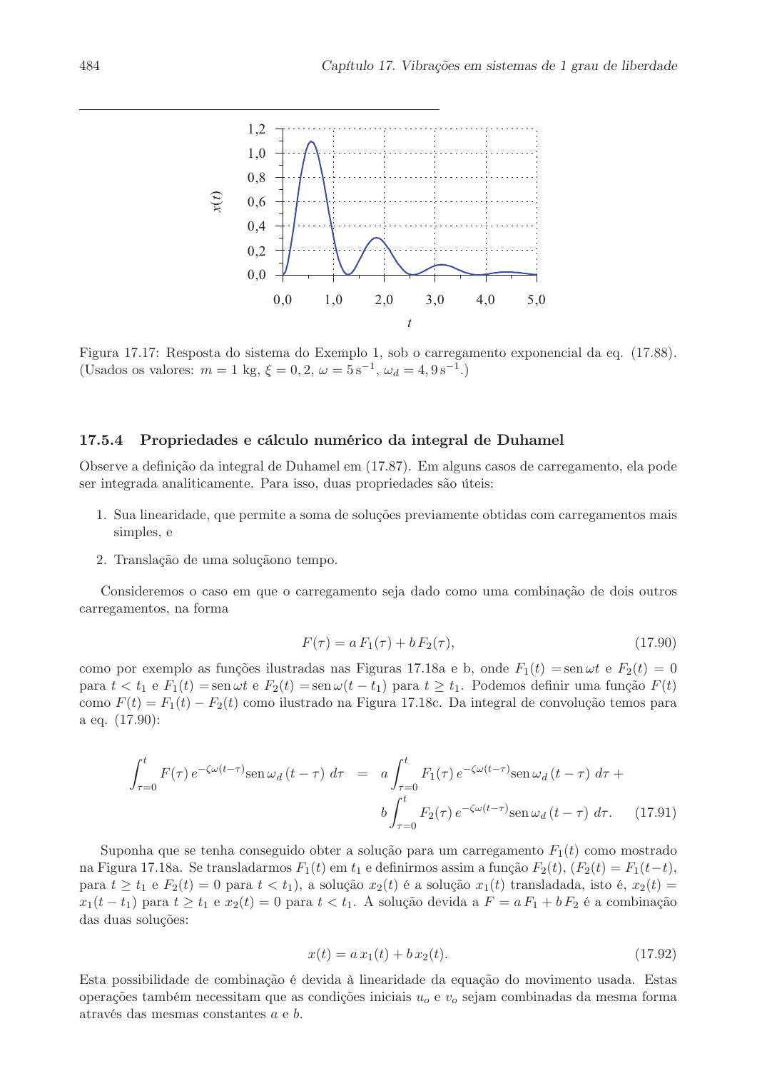Figura 17.17: Resposta do sistema do Exemplo 1, sob o carregamento exponencial da eq. (17.88). (Usados os valores: $m = 1$ kg, $\xi = 0,2$, $\omega = 5\,\text{s}^{-1}$, $\omega_d = 4,9\,\text{s}^{-1}$.)

### 17.5.4 Propriedades e cálculo numérico da integral de Duhamel

Observe a definição da integral de Duhamel em (17.87). Em alguns casos de carregamento, ela pode ser integrada analiticamente. Para isso, duas propriedades são úteis:

1. Sua linearidade, que permite a soma de soluções previamente obtidas com carregamentos mais simples, e
2. Translação de uma soluçãono tempo.

Consideremos o caso em que o carregamento seja dado como uma combinação de dois outros carregamentos, na forma

$$F(\tau) = a\,F_1(\tau) + b\,F_2(\tau), \tag{17.90}$$

como por exemplo as funções ilustradas nas Figuras 17.18a e b, onde $F_1(t) = \operatorname{sen}\omega t$ e $F_2(t) = 0$ para $t < t_1$ e $F_1(t) = \operatorname{sen}\omega t$ e $F_2(t) = \operatorname{sen}\omega(t - t_1)$ para $t \geq t_1$. Podemos definir uma função $F(t)$ como $F(t) = F_1(t) - F_2(t)$ como ilustrado na Figura 17.18c. Da integral de convolução temos para a eq. (17.90):

$$\begin{aligned}\int_{\tau=0}^{t} F(\tau)\, e^{-\zeta\omega(t-\tau)} \operatorname{sen}\omega_d\,(t-\tau)\; d\tau \;\; &= \;\; a\int_{\tau=0}^{t} F_1(\tau)\, e^{-\zeta\omega(t-\tau)} \operatorname{sen}\omega_d\,(t-\tau)\; d\tau \, + \\ & \quad\; b\int_{\tau=0}^{t} F_2(\tau)\, e^{-\zeta\omega(t-\tau)} \operatorname{sen}\omega_d\,(t-\tau)\; d\tau. \end{aligned} \tag{17.91}$$

Suponha que se tenha conseguido obter a solução para um carregamento $F_1(t)$ como mostrado na Figura 17.18a. Se transladarmos $F_1(t)$ em $t_1$ e definirmos assim a função $F_2(t)$, ($F_2(t) = F_1(t-t)$, para $t \geq t_1$ e $F_2(t) = 0$ para $t < t_1$), a solução $x_2(t)$ é a solução $x_1(t)$ transladada, isto é, $x_2(t) = x_1(t - t_1)$ para $t \geq t_1$ e $x_2(t) = 0$ para $t < t_1$. A solução devida a $F = a\,F_1 + b\,F_2$ é a combinação das duas soluções:

$$x(t) = a\,x_1(t) + b\,x_2(t). \tag{17.92}$$

Esta possibilidade de combinação é devida à linearidade da equação do movimento usada. Estas operações também necessitam que as condições iniciais $u_o$ e $v_o$ sejam combinadas da mesma forma através das mesmas constantes $a$ e $b$.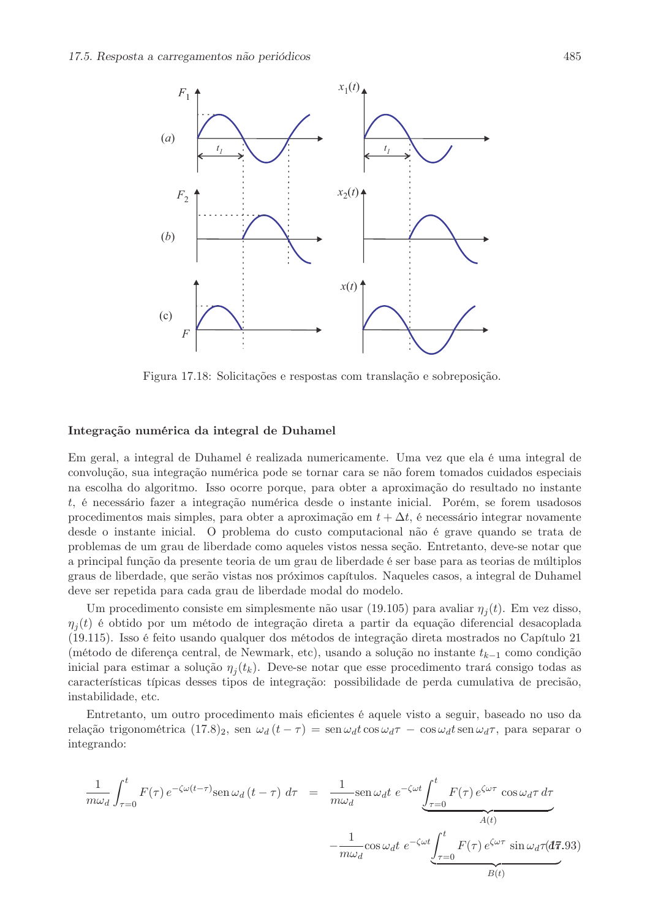Figura 17.18: Solicitações e respostas com translação e sobreposição.

### Integração numérica da integral de Duhamel

Em geral, a integral de Duhamel é realizada numericamente. Uma vez que ela é uma integral de convolução, sua integração numérica pode se tornar cara se não forem tomados cuidados especiais na escolha do algoritmo. Isso ocorre porque, para obter a aproximação do resultado no instante $t$, é necessário fazer a integração numérica desde o instante inicial. Porém, se forem usadosos procedimentos mais simples, para obter a aproximação em $t + \Delta t$, é necessário integrar novamente desde o instante inicial. O problema do custo computacional não é grave quando se trata de problemas de um grau de liberdade como aqueles vistos nessa seção. Entretanto, deve-se notar que a principal função da presente teoria de um grau de liberdade é ser base para as teorias de múltiplos graus de liberdade, que serão vistas nos próximos capítulos. Naqueles casos, a integral de Duhamel deve ser repetida para cada grau de liberdade modal do modelo.

Um procedimento consiste em simplesmente não usar (19.105) para avaliar $\eta_j(t)$. Em vez disso, $\eta_j(t)$ é obtido por um método de integração direta a partir da equação diferencial desacoplada (19.115). Isso é feito usando qualquer dos métodos de integração direta mostrados no Capítulo 21 (método de diferença central, de Newmark, etc), usando a solução no instante $t_{k-1}$ como condição inicial para estimar a solução $\eta_j(t_k)$. Deve-se notar que esse procedimento trará consigo todas as características típicas desses tipos de integração: possibilidade de perda cumulativa de precisão, instabilidade, etc.

Entretanto, um outro procedimento mais eficientes é aquele visto a seguir, baseado no uso da relação trigonométrica $(17.8)_2$, $\operatorname{sen} \omega_d (t - \tau) = \operatorname{sen} \omega_d t \cos \omega_d \tau - \cos \omega_d t \operatorname{sen} \omega_d \tau$, para separar o integrando:

$$
\begin{aligned}
\frac{1}{m\omega_d} \int_{\tau=0}^{t} F(\tau)\, e^{-\zeta\omega(t-\tau)} \operatorname{sen} \omega_d (t-\tau)\, d\tau \;=\; & \frac{1}{m\omega_d} \operatorname{sen} \omega_d t \; e^{-\zeta\omega t} \underbrace{\int_{\tau=0}^{t} F(\tau)\, e^{\zeta\omega\tau} \cos \omega_d \tau \, d\tau}_{A(t)} \\
& - \frac{1}{m\omega_d} \cos \omega_d t \; e^{-\zeta\omega t} \underbrace{\int_{\tau=0}^{t} F(\tau)\, e^{\zeta\omega\tau} \sin \omega_d \tau \, d\tau}_{B(t)}
\end{aligned}
\qquad (17.93)
$$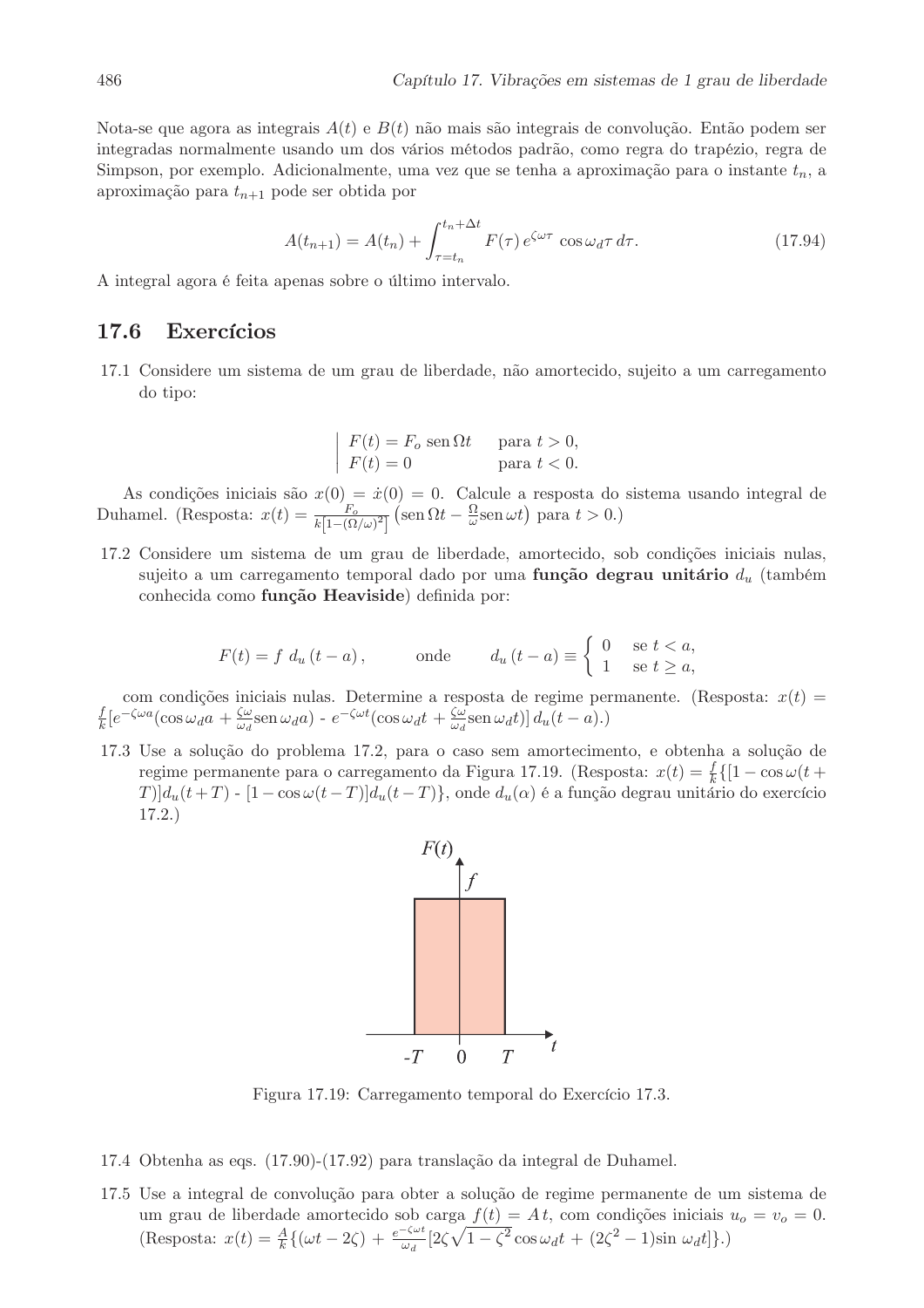Nota-se que agora as integrais $A(t)$ e $B(t)$ não mais são integrais de convolução. Então podem ser integradas normalmente usando um dos vários métodos padrão, como regra do trapézio, regra de Simpson, por exemplo. Adicionalmente, uma vez que se tenha a aproximação para o instante $t_n$, a aproximação para $t_{n+1}$ pode ser obtida por

$$A(t_{n+1}) = A(t_n) + \int_{\tau=t_n}^{t_n+\Delta t} F(\tau)\, e^{\zeta\omega\tau}\, \cos\omega_d\tau\, d\tau. \tag{17.94}$$

A integral agora é feita apenas sobre o último intervalo.

## 17.6 Exercícios

17.1 Considere um sistema de um grau de liberdade, não amortecido, sujeito a um carregamento do tipo:

$$\left| \begin{array}{ll} F(t) = F_o \operatorname{sen}\Omega t & \text{para } t > 0, \\ F(t) = 0 & \text{para } t < 0. \end{array} \right.$$

As condições iniciais são $x(0) = \dot{x}(0) = 0$. Calcule a resposta do sistema usando integral de Duhamel. (Resposta: $x(t) = \frac{F_o}{k\left[1-(\Omega/\omega)^2\right]}\left(\operatorname{sen}\Omega t - \frac{\Omega}{\omega}\operatorname{sen}\omega t\right)$ para $t > 0$.)

17.2 Considere um sistema de um grau de liberdade, amortecido, sob condições iniciais nulas, sujeito a um carregamento temporal dado por uma **função degrau unitário** $d_u$ (também conhecida como **função Heaviside**) definida por:

$$F(t) = f\ d_u\,(t-a)\,, \qquad \text{onde} \qquad d_u\,(t-a) \equiv \left\{ \begin{array}{ll} 0 & \text{se } t < a, \\ 1 & \text{se } t \geq a, \end{array} \right.$$

com condições iniciais nulas. Determine a resposta de regime permanente. (Resposta: $x(t) = \frac{f}{k}[e^{-\zeta\omega a}(\cos\omega_d a + \frac{\zeta\omega}{\omega_d}\operatorname{sen}\omega_d a)$ - $e^{-\zeta\omega t}(\cos\omega_d t + \frac{\zeta\omega}{\omega_d}\operatorname{sen}\omega_d t)]\, d_u(t-a)$.)

17.3 Use a solução do problema 17.2, para o caso sem amortecimento, e obtenha a solução de regime permanente para o carregamento da Figura 17.19. (Resposta: $x(t) = \frac{f}{k}\{[1-\cos\omega(t+T)]d_u(t+T)$ - $[1-\cos\omega(t-T)]d_u(t-T)\}$, onde $d_u(\alpha)$ é a função degrau unitário do exercício 17.2.)

F(t)
f
-T
0
T
t

Figura 17.19: Carregamento temporal do Exercício 17.3.

17.4 Obtenha as eqs. (17.90)-(17.92) para translação da integral de Duhamel.

17.5 Use a integral de convolução para obter a solução de regime permanente de um sistema de um grau de liberdade amortecido sob carga $f(t) = A\,t$, com condições iniciais $u_o = v_o = 0$. (Resposta: $x(t) = \frac{A}{k}\{(\omega t - 2\zeta) + \frac{e^{-\zeta\omega t}}{\omega_d}[2\zeta\sqrt{1-\zeta^2}\cos\omega_d t + (2\zeta^2 - 1)\sin\omega_d t]\}$.)